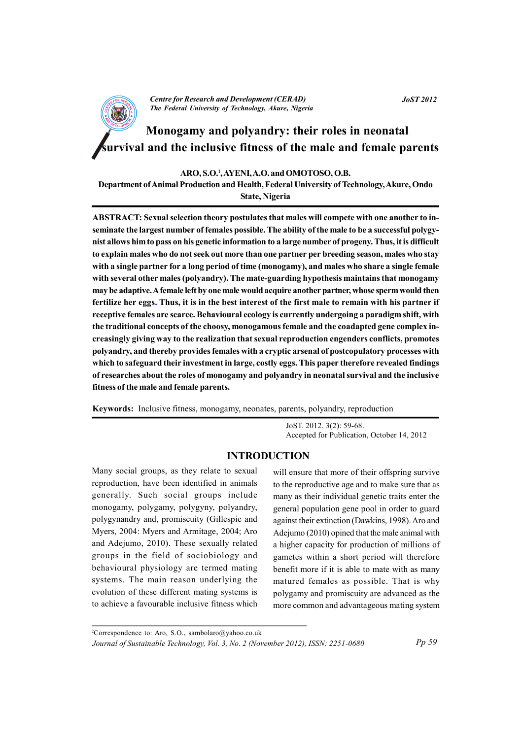# Monogamy and polyandry: their roles in neonatal survival and the inclusive fitness of the male and female parents

**ARO, S.O.[1], AYENI, A.O. and OMOTOSO, O.B.**

**Department of Animal Production and Health, Federal University of Technology, Akure, Ondo State, Nigeria**

**ABSTRACT: Sexual selection theory postulates that males will compete with one another to inseminate the largest number of females possible. The ability of the male to be a successful polygynist allows him to pass on his genetic information to a large number of progeny. Thus, it is difficult to explain males who do not seek out more than one partner per breeding season, males who stay with a single partner for a long period of time (monogamy), and males who share a single female with several other males (polyandry). The mate-guarding hypothesis maintains that monogamy may be adaptive. A female left by one male would acquire another partner, whose sperm would then fertilize her eggs. Thus, it is in the best interest of the first male to remain with his partner if receptive females are scarce. Behavioural ecology is currently undergoing a paradigm shift, with the traditional concepts of the choosy, monogamous female and the coadapted gene complex increasingly giving way to the realization that sexual reproduction engenders conflicts, promotes polyandry, and thereby provides females with a cryptic arsenal of postcopulatory processes with which to safeguard their investment in large, costly eggs. This paper therefore revealed findings of researches about the roles of monogamy and polyandry in neonatal survival and the inclusive fitness of the male and female parents.**

**Keywords:** Inclusive fitness, monogamy, neonates, parents, polyandry, reproduction

JoST. 2012. 3(2): 59-68.
Accepted for Publication, October 14, 2012

## INTRODUCTION

Many social groups, as they relate to sexual reproduction, have been identified in animals generally. Such social groups include monogamy, polygamy, polygyny, polyandry, polygynandry and, promiscuity (Gillespie and Myers, 2004: Myers and Armitage, 2004; Aro and Adejumo, 2010). These sexually related groups in the field of sociobiology and behavioural physiology are termed mating systems. The main reason underlying the evolution of these different mating systems is to achieve a favourable inclusive fitness which will ensure that more of their offspring survive to the reproductive age and to make sure that as many as their individual genetic traits enter the general population gene pool in order to guard against their extinction (Dawkins, 1998). Aro and Adejumo (2010) opined that the male animal with a higher capacity for production of millions of gametes within a short period will therefore benefit more if it is able to mate with as many matured females as possible. That is why polygamy and promiscuity are advanced as the more common and advantageous mating system

[2]Correspondence to: Aro, S.O., sambolaro@yahoo.co.uk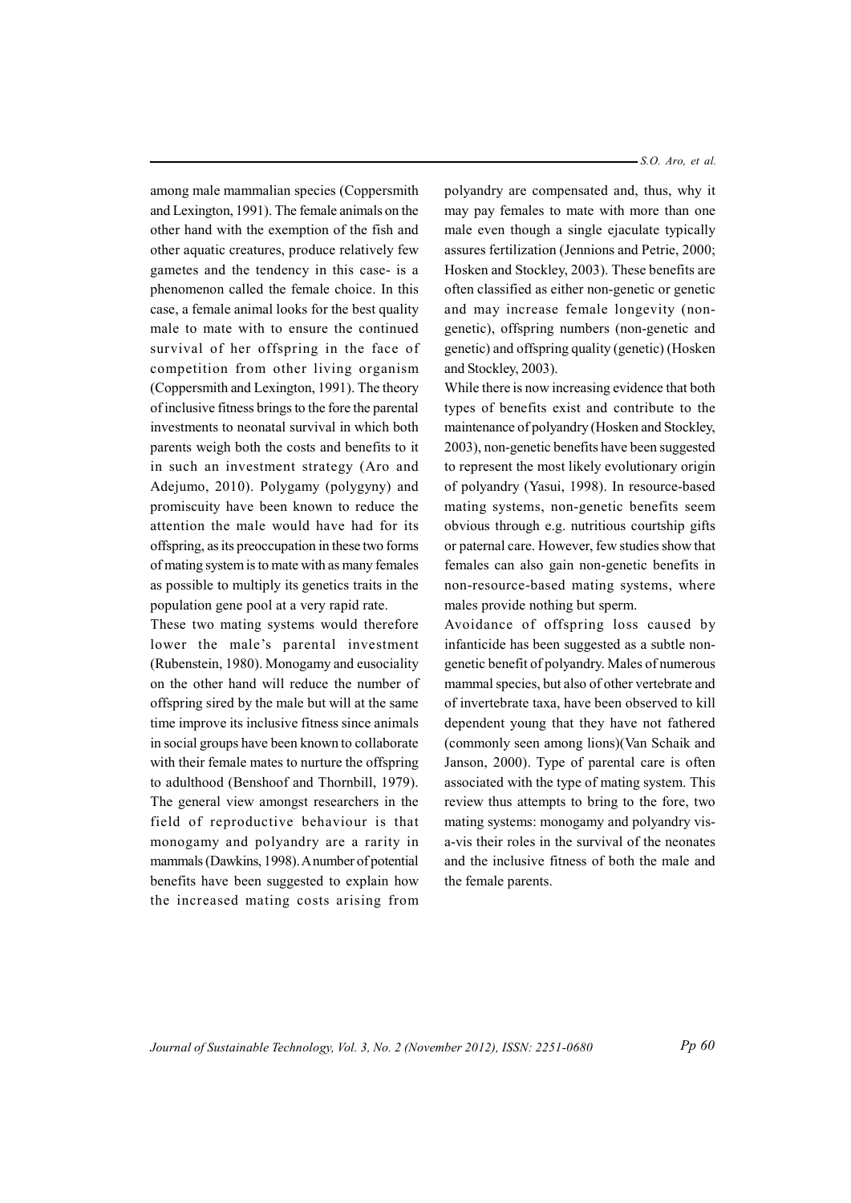among male mammalian species (Coppersmith and Lexington, 1991). The female animals on the other hand with the exemption of the fish and other aquatic creatures, produce relatively few gametes and the tendency in this case- is a phenomenon called the female choice. In this case, a female animal looks for the best quality male to mate with to ensure the continued survival of her offspring in the face of competition from other living organism (Coppersmith and Lexington, 1991). The theory of inclusive fitness brings to the fore the parental investments to neonatal survival in which both parents weigh both the costs and benefits to it in such an investment strategy (Aro and Adejumo, 2010). Polygamy (polygyny) and promiscuity have been known to reduce the attention the male would have had for its offspring, as its preoccupation in these two forms of mating system is to mate with as many females as possible to multiply its genetics traits in the population gene pool at a very rapid rate.

These two mating systems would therefore lower the male's parental investment (Rubenstein, 1980). Monogamy and eusociality on the other hand will reduce the number of offspring sired by the male but will at the same time improve its inclusive fitness since animals in social groups have been known to collaborate with their female mates to nurture the offspring to adulthood (Benshoof and Thornbill, 1979). The general view amongst researchers in the field of reproductive behaviour is that monogamy and polyandry are a rarity in mammals (Dawkins, 1998). A number of potential benefits have been suggested to explain how the increased mating costs arising from polyandry are compensated and, thus, why it may pay females to mate with more than one male even though a single ejaculate typically assures fertilization (Jennions and Petrie, 2000; Hosken and Stockley, 2003). These benefits are often classified as either non-genetic or genetic and may increase female longevity (non-genetic), offspring numbers (non-genetic and genetic) and offspring quality (genetic) (Hosken and Stockley, 2003).

While there is now increasing evidence that both types of benefits exist and contribute to the maintenance of polyandry (Hosken and Stockley, 2003), non-genetic benefits have been suggested to represent the most likely evolutionary origin of polyandry (Yasui, 1998). In resource-based mating systems, non-genetic benefits seem obvious through e.g. nutritious courtship gifts or paternal care. However, few studies show that females can also gain non-genetic benefits in non-resource-based mating systems, where males provide nothing but sperm.

Avoidance of offspring loss caused by infanticide has been suggested as a subtle non-genetic benefit of polyandry. Males of numerous mammal species, but also of other vertebrate and of invertebrate taxa, have been observed to kill dependent young that they have not fathered (commonly seen among lions)(Van Schaik and Janson, 2000). Type of parental care is often associated with the type of mating system. This review thus attempts to bring to the fore, two mating systems: monogamy and polyandry vis-a-vis their roles in the survival of the neonates and the inclusive fitness of both the male and the female parents.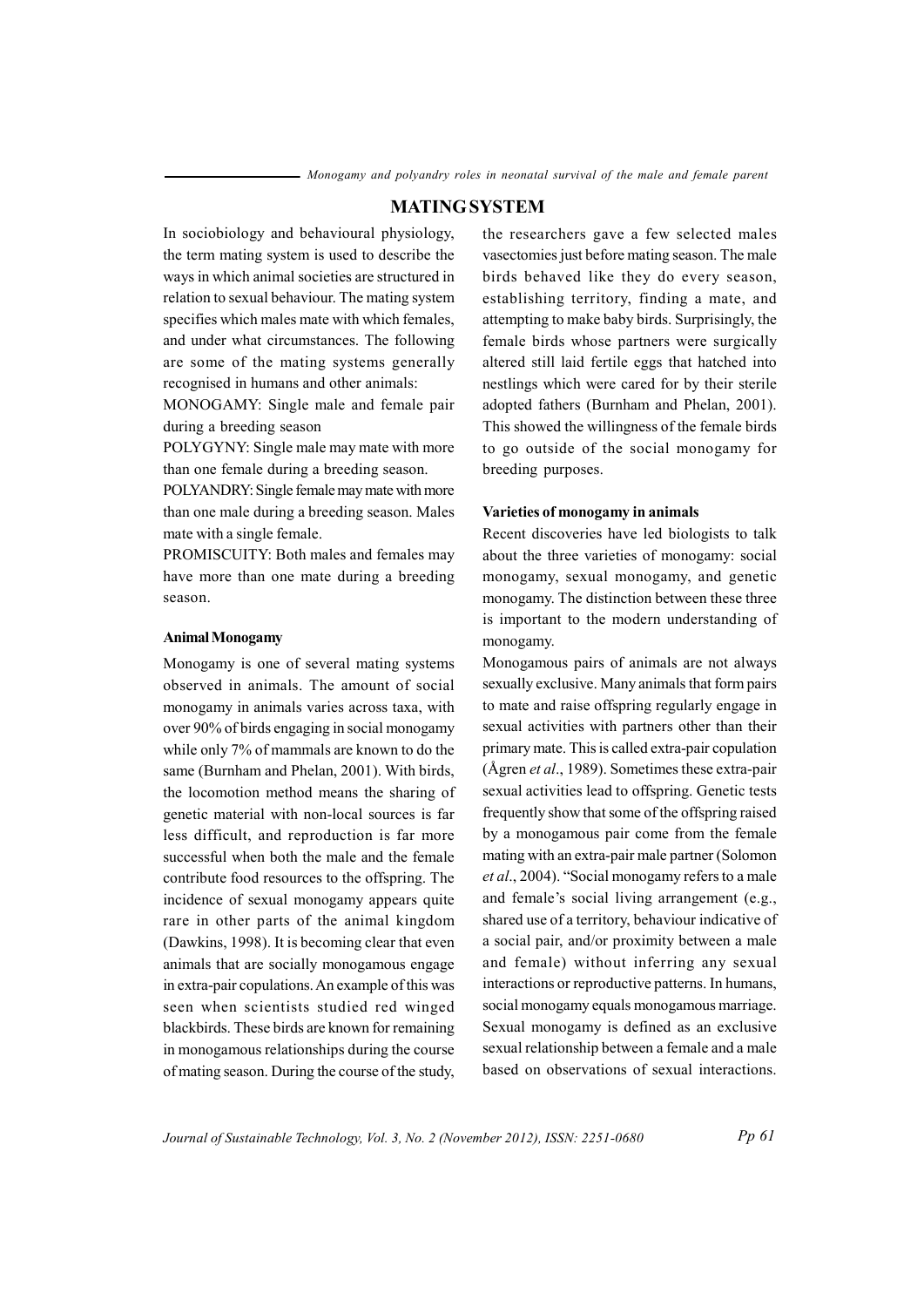## MATING SYSTEM

In sociobiology and behavioural physiology, the term mating system is used to describe the ways in which animal societies are structured in relation to sexual behaviour. The mating system specifies which males mate with which females, and under what circumstances. The following are some of the mating systems generally recognised in humans and other animals:

MONOGAMY: Single male and female pair during a breeding season

POLYGYNY: Single male may mate with more than one female during a breeding season.

POLYANDRY: Single female may mate with more than one male during a breeding season. Males mate with a single female.

PROMISCUITY: Both males and females may have more than one mate during a breeding season.

### Animal Monogamy

Monogamy is one of several mating systems observed in animals. The amount of social monogamy in animals varies across taxa, with over 90% of birds engaging in social monogamy while only 7% of mammals are known to do the same (Burnham and Phelan, 2001). With birds, the locomotion method means the sharing of genetic material with non-local sources is far less difficult, and reproduction is far more successful when both the male and the female contribute food resources to the offspring. The incidence of sexual monogamy appears quite rare in other parts of the animal kingdom (Dawkins, 1998). It is becoming clear that even animals that are socially monogamous engage in extra-pair copulations. An example of this was seen when scientists studied red winged blackbirds. These birds are known for remaining in monogamous relationships during the course of mating season. During the course of the study, the researchers gave a few selected males vasectomies just before mating season. The male birds behaved like they do every season, establishing territory, finding a mate, and attempting to make baby birds. Surprisingly, the female birds whose partners were surgically altered still laid fertile eggs that hatched into nestlings which were cared for by their sterile adopted fathers (Burnham and Phelan, 2001). This showed the willingness of the female birds to go outside of the social monogamy for breeding purposes.

### Varieties of monogamy in animals

Recent discoveries have led biologists to talk about the three varieties of monogamy: social monogamy, sexual monogamy, and genetic monogamy. The distinction between these three is important to the modern understanding of monogamy.

Monogamous pairs of animals are not always sexually exclusive. Many animals that form pairs to mate and raise offspring regularly engage in sexual activities with partners other than their primary mate. This is called extra-pair copulation (Ågren *et al*., 1989). Sometimes these extra-pair sexual activities lead to offspring. Genetic tests frequently show that some of the offspring raised by a monogamous pair come from the female mating with an extra-pair male partner (Solomon *et al*., 2004). "Social monogamy refers to a male and female's social living arrangement (e.g., shared use of a territory, behaviour indicative of a social pair, and/or proximity between a male and female) without inferring any sexual interactions or reproductive patterns. In humans, social monogamy equals monogamous marriage. Sexual monogamy is defined as an exclusive sexual relationship between a female and a male based on observations of sexual interactions.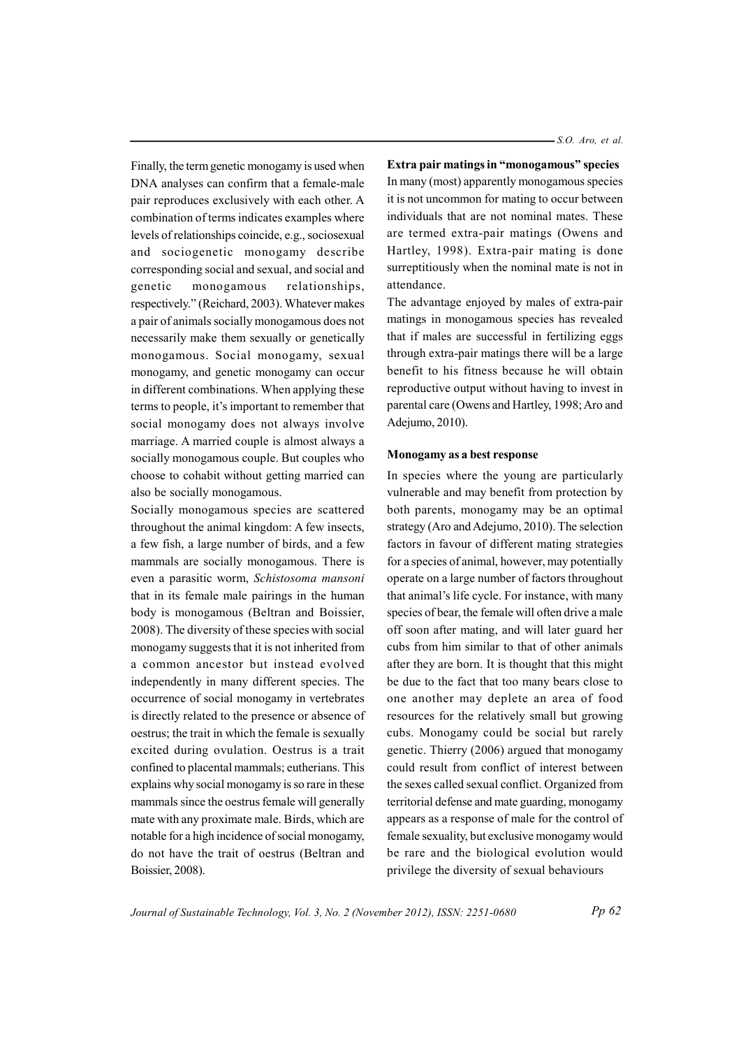Finally, the term genetic monogamy is used when DNA analyses can confirm that a female-male pair reproduces exclusively with each other. A combination of terms indicates examples where levels of relationships coincide, e.g., sociosexual and sociogenetic monogamy describe corresponding social and sexual, and social and genetic monogamous relationships, respectively." (Reichard, 2003). Whatever makes a pair of animals socially monogamous does not necessarily make them sexually or genetically monogamous. Social monogamy, sexual monogamy, and genetic monogamy can occur in different combinations. When applying these terms to people, it's important to remember that social monogamy does not always involve marriage. A married couple is almost always a socially monogamous couple. But couples who choose to cohabit without getting married can also be socially monogamous.

Socially monogamous species are scattered throughout the animal kingdom: A few insects, a few fish, a large number of birds, and a few mammals are socially monogamous. There is even a parasitic worm, *Schistosoma mansoni* that in its female male pairings in the human body is monogamous (Beltran and Boissier, 2008). The diversity of these species with social monogamy suggests that it is not inherited from a common ancestor but instead evolved independently in many different species. The occurrence of social monogamy in vertebrates is directly related to the presence or absence of oestrus; the trait in which the female is sexually excited during ovulation. Oestrus is a trait confined to placental mammals; eutherians. This explains why social monogamy is so rare in these mammals since the oestrus female will generally mate with any proximate male. Birds, which are notable for a high incidence of social monogamy, do not have the trait of oestrus (Beltran and Boissier, 2008).

**Extra pair matings in "monogamous" species**

In many (most) apparently monogamous species it is not uncommon for mating to occur between individuals that are not nominal mates. These are termed extra-pair matings (Owens and Hartley, 1998). Extra-pair mating is done surreptitiously when the nominal mate is not in attendance.

The advantage enjoyed by males of extra-pair matings in monogamous species has revealed that if males are successful in fertilizing eggs through extra-pair matings there will be a large benefit to his fitness because he will obtain reproductive output without having to invest in parental care (Owens and Hartley, 1998; Aro and Adejumo, 2010).

**Monogamy as a best response**

In species where the young are particularly vulnerable and may benefit from protection by both parents, monogamy may be an optimal strategy (Aro and Adejumo, 2010). The selection factors in favour of different mating strategies for a species of animal, however, may potentially operate on a large number of factors throughout that animal's life cycle. For instance, with many species of bear, the female will often drive a male off soon after mating, and will later guard her cubs from him similar to that of other animals after they are born. It is thought that this might be due to the fact that too many bears close to one another may deplete an area of food resources for the relatively small but growing cubs. Monogamy could be social but rarely genetic. Thierry (2006) argued that monogamy could result from conflict of interest between the sexes called sexual conflict. Organized from territorial defense and mate guarding, monogamy appears as a response of male for the control of female sexuality, but exclusive monogamy would be rare and the biological evolution would privilege the diversity of sexual behaviours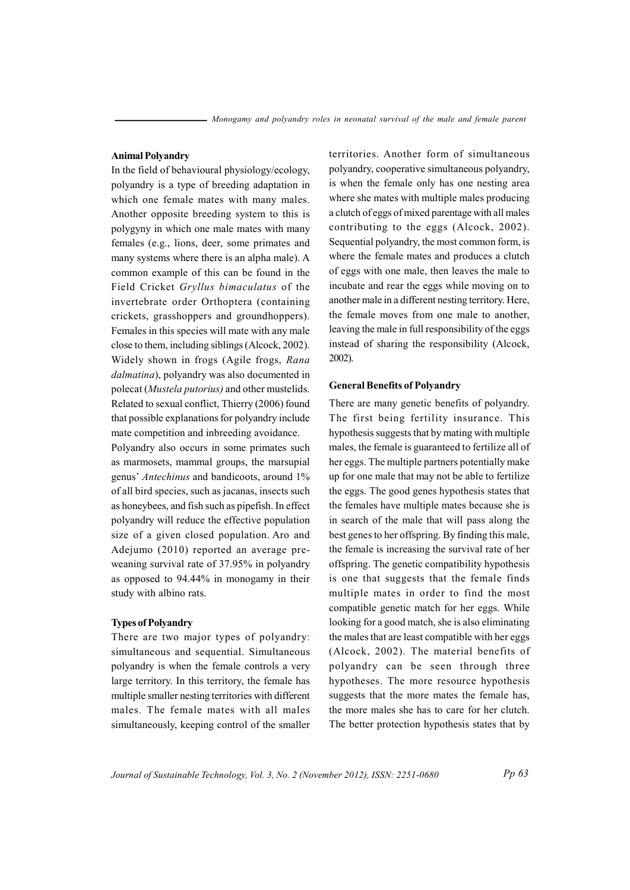### Animal Polyandry

In the field of behavioural physiology/ecology, polyandry is a type of breeding adaptation in which one female mates with many males. Another opposite breeding system to this is polygyny in which one male mates with many females (e.g., lions, deer, some primates and many systems where there is an alpha male). A common example of this can be found in the Field Cricket *Gryllus bimaculatus* of the invertebrate order Orthoptera (containing crickets, grasshoppers and groundhoppers). Females in this species will mate with any male close to them, including siblings (Alcock, 2002). Widely shown in frogs (Agile frogs, *Rana dalmatina*), polyandry was also documented in polecat (*Mustela putorius)* and other mustelids. Related to sexual conflict, Thierry (2006) found that possible explanations for polyandry include mate competition and inbreeding avoidance.

Polyandry also occurs in some primates such as marmosets, mammal groups, the marsupial genus' *Antechinus* and bandicoots, around 1% of all bird species, such as jacanas, insects such as honeybees, and fish such as pipefish. In effect polyandry will reduce the effective population size of a given closed population. Aro and Adejumo (2010) reported an average pre-weaning survival rate of 37.95% in polyandry as opposed to 94.44% in monogamy in their study with albino rats.

### Types of Polyandry

There are two major types of polyandry: simultaneous and sequential. Simultaneous polyandry is when the female controls a very large territory. In this territory, the female has multiple smaller nesting territories with different males. The female mates with all males simultaneously, keeping control of the smaller territories. Another form of simultaneous polyandry, cooperative simultaneous polyandry, is when the female only has one nesting area where she mates with multiple males producing a clutch of eggs of mixed parentage with all males contributing to the eggs (Alcock, 2002). Sequential polyandry, the most common form, is where the female mates and produces a clutch of eggs with one male, then leaves the male to incubate and rear the eggs while moving on to another male in a different nesting territory. Here, the female moves from one male to another, leaving the male in full responsibility of the eggs instead of sharing the responsibility (Alcock, 2002).

### General Benefits of Polyandry

There are many genetic benefits of polyandry. The first being fertility insurance. This hypothesis suggests that by mating with multiple males, the female is guaranteed to fertilize all of her eggs. The multiple partners potentially make up for one male that may not be able to fertilize the eggs. The good genes hypothesis states that the females have multiple mates because she is in search of the male that will pass along the best genes to her offspring. By finding this male, the female is increasing the survival rate of her offspring. The genetic compatibility hypothesis is one that suggests that the female finds multiple mates in order to find the most compatible genetic match for her eggs. While looking for a good match, she is also eliminating the males that are least compatible with her eggs (Alcock, 2002). The material benefits of polyandry can be seen through three hypotheses. The more resource hypothesis suggests that the more mates the female has, the more males she has to care for her clutch. The better protection hypothesis states that by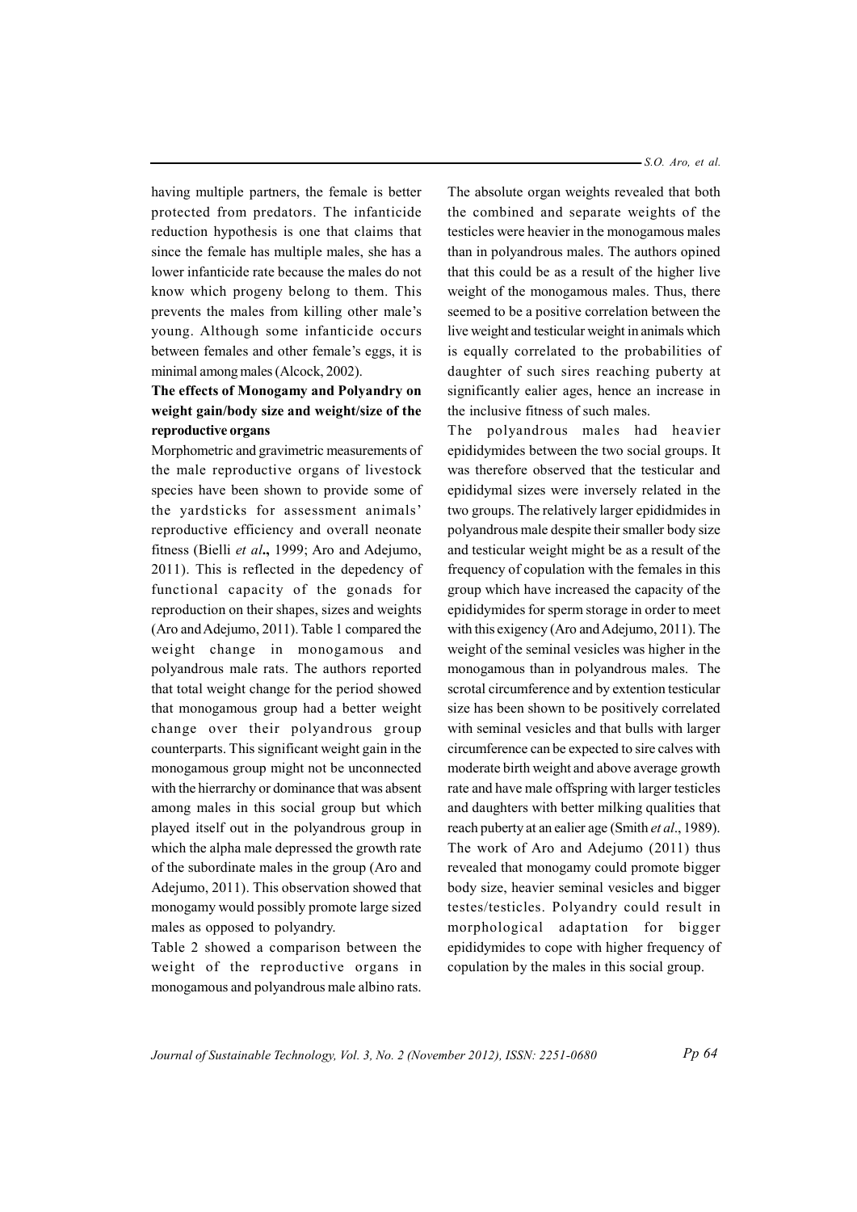having multiple partners, the female is better protected from predators. The infanticide reduction hypothesis is one that claims that since the female has multiple males, she has a lower infanticide rate because the males do not know which progeny belong to them. This prevents the males from killing other male's young. Although some infanticide occurs between females and other female's eggs, it is minimal among males (Alcock, 2002).

**The effects of Monogamy and Polyandry on weight gain/body size and weight/size of the reproductive organs**

Morphometric and gravimetric measurements of the male reproductive organs of livestock species have been shown to provide some of the yardsticks for assessment animals' reproductive efficiency and overall neonate fitness (Bielli *et al***.,** 1999; Aro and Adejumo, 2011). This is reflected in the depedency of functional capacity of the gonads for reproduction on their shapes, sizes and weights (Aro and Adejumo, 2011). Table 1 compared the weight change in monogamous and polyandrous male rats. The authors reported that total weight change for the period showed that monogamous group had a better weight change over their polyandrous group counterparts. This significant weight gain in the monogamous group might not be unconnected with the hierrarchy or dominance that was absent among males in this social group but which played itself out in the polyandrous group in which the alpha male depressed the growth rate of the subordinate males in the group (Aro and Adejumo, 2011). This observation showed that monogamy would possibly promote large sized males as opposed to polyandry.

Table 2 showed a comparison between the weight of the reproductive organs in monogamous and polyandrous male albino rats. The absolute organ weights revealed that both the combined and separate weights of the testicles were heavier in the monogamous males than in polyandrous males. The authors opined that this could be as a result of the higher live weight of the monogamous males. Thus, there seemed to be a positive correlation between the live weight and testicular weight in animals which is equally correlated to the probabilities of daughter of such sires reaching puberty at significantly ealier ages, hence an increase in the inclusive fitness of such males.

The polyandrous males had heavier epididymides between the two social groups. It was therefore observed that the testicular and epididymal sizes were inversely related in the two groups. The relatively larger epididmides in polyandrous male despite their smaller body size and testicular weight might be as a result of the frequency of copulation with the females in this group which have increased the capacity of the epididymides for sperm storage in order to meet with this exigency (Aro and Adejumo, 2011). The weight of the seminal vesicles was higher in the monogamous than in polyandrous males. The scrotal circumference and by extention testicular size has been shown to be positively correlated with seminal vesicles and that bulls with larger circumference can be expected to sire calves with moderate birth weight and above average growth rate and have male offspring with larger testicles and daughters with better milking qualities that reach puberty at an ealier age (Smith *et al*., 1989). The work of Aro and Adejumo (2011) thus revealed that monogamy could promote bigger body size, heavier seminal vesicles and bigger testes/testicles. Polyandry could result in morphological adaptation for bigger epididymides to cope with higher frequency of copulation by the males in this social group.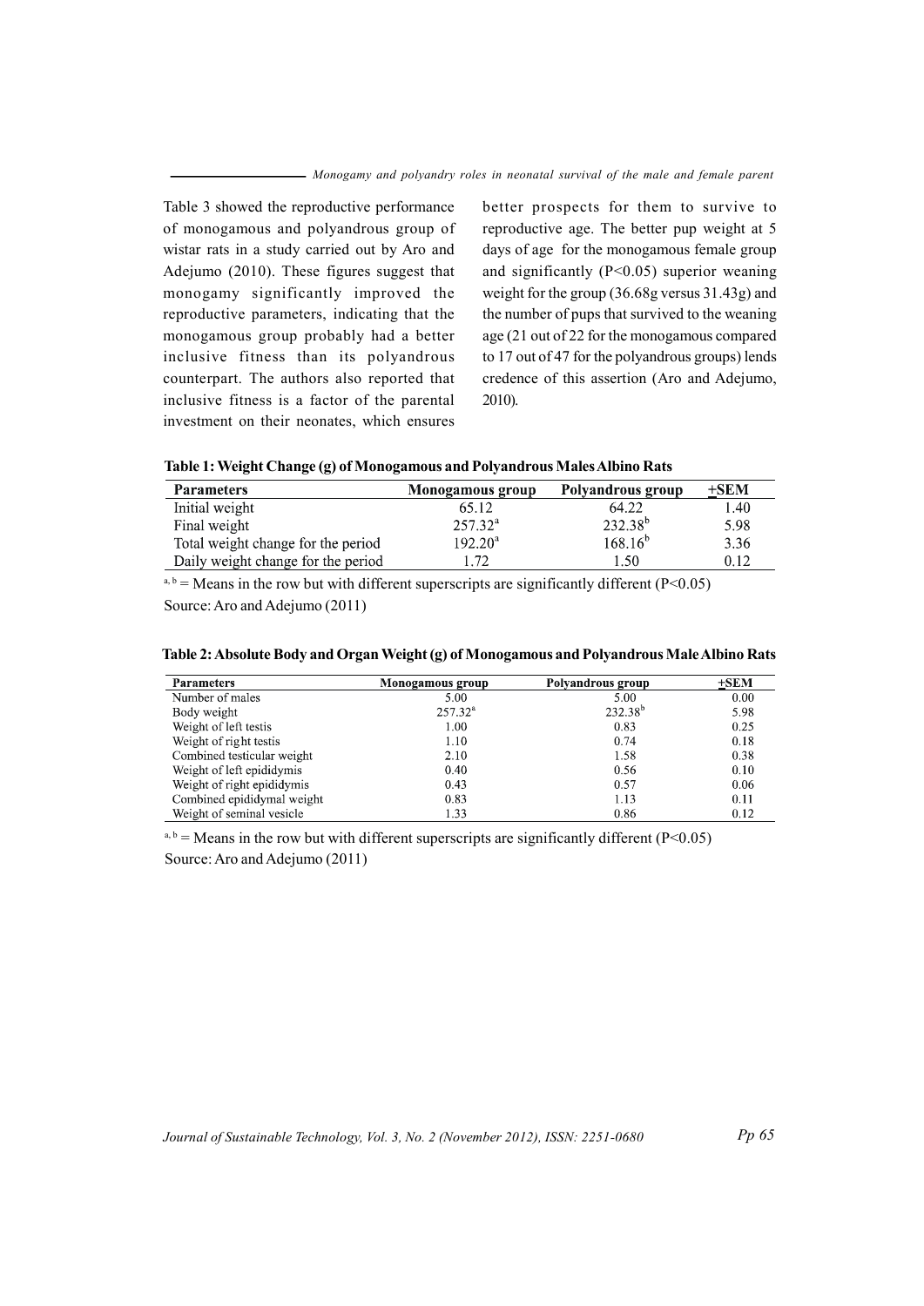Table 3 showed the reproductive performance of monogamous and polyandrous group of wistar rats in a study carried out by Aro and Adejumo (2010). These figures suggest that monogamy significantly improved the reproductive parameters, indicating that the monogamous group probably had a better inclusive fitness than its polyandrous counterpart. The authors also reported that inclusive fitness is a factor of the parental investment on their neonates, which ensures better prospects for them to survive to reproductive age. The better pup weight at 5 days of age for the monogamous female group and significantly ($P<0.05$) superior weaning weight for the group (36.68g versus 31.43g) and the number of pups that survived to the weaning age (21 out of 22 for the monogamous compared to 17 out of 47 for the polyandrous groups) lends credence of this assertion (Aro and Adejumo, 2010).

**Table 1: Weight Change (g) of Monogamous and Polyandrous Males Albino Rats**

| Parameters | Monogamous group | Polyandrous group | ±SEM |
|---|---|---|---|
| Initial weight | 65.12 | 64.22 | 1.40 |
| Final weight | 257.32[a] | 232.38[b] | 5.98 |
| Total weight change for the period | 192.20[a] | 168.16[b] | 3.36 |
| Daily weight change for the period | 1.72 | 1.50 | 0.12 |

[a, b] = Means in the row but with different superscripts are significantly different ($P<0.05$)
Source: Aro and Adejumo (2011)

**Table 2: Absolute Body and Organ Weight (g) of Monogamous and Polyandrous Male Albino Rats**

| Parameters | Monogamous group | Polyandrous group | ±SEM |
|---|---|---|---|
| Number of males | 5.00 | 5.00 | 0.00 |
| Body weight | 257.32[a] | 232.38[b] | 5.98 |
| Weight of left testis | 1.00 | 0.83 | 0.25 |
| Weight of right testis | 1.10 | 0.74 | 0.18 |
| Combined testicular weight | 2.10 | 1.58 | 0.38 |
| Weight of left epididymis | 0.40 | 0.56 | 0.10 |
| Weight of right epididymis | 0.43 | 0.57 | 0.06 |
| Combined epididymal weight | 0.83 | 1.13 | 0.11 |
| Weight of seminal vesicle | 1.33 | 0.86 | 0.12 |

[a, b] = Means in the row but with different superscripts are significantly different ($P<0.05$)
Source: Aro and Adejumo (2011)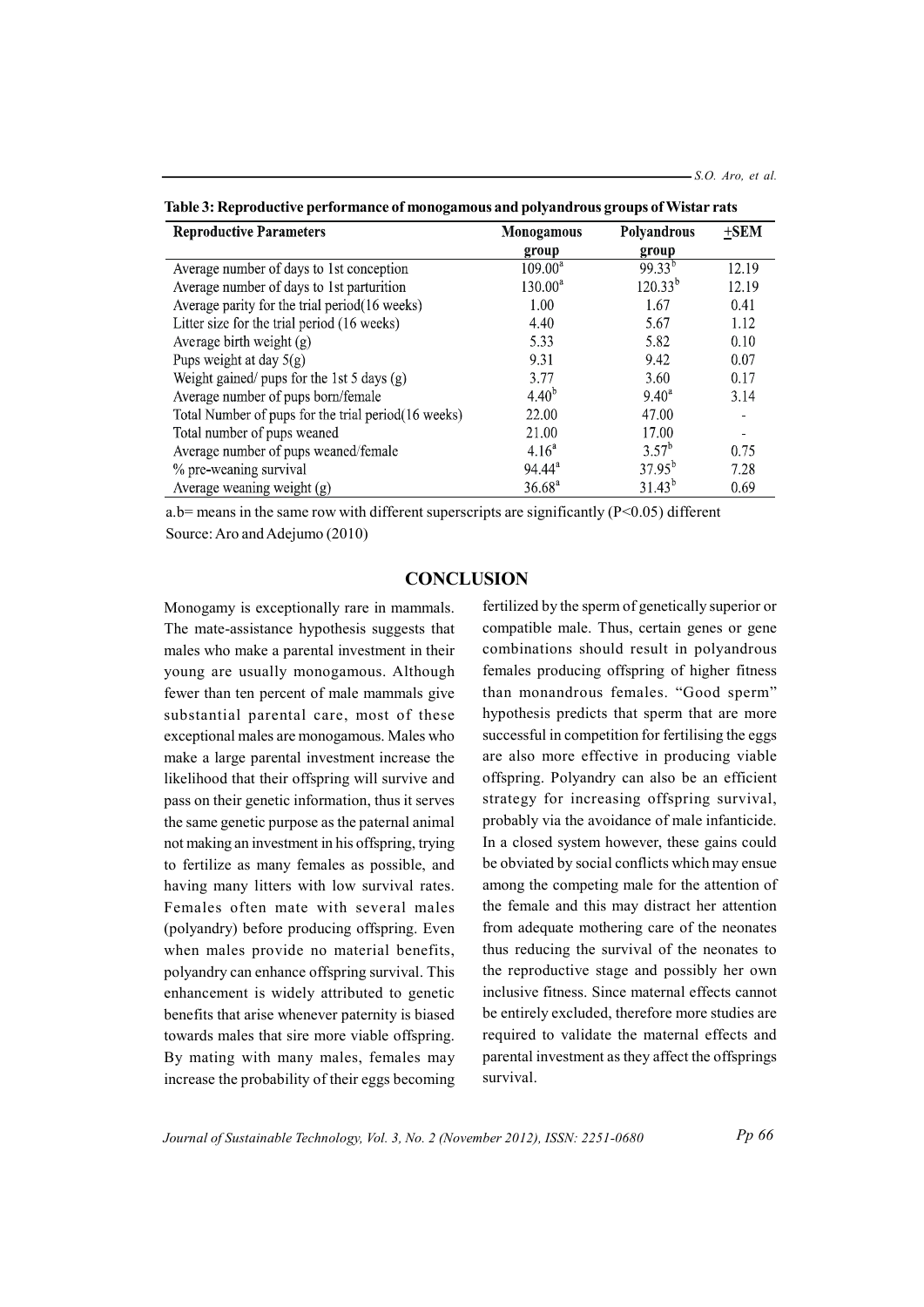**Table 3: Reproductive performance of monogamous and polyandrous groups of Wistar rats**

| Reproductive Parameters | Monogamous group | Polyandrous group | ±SEM |
|---|---|---|---|
| Average number of days to 1st conception | 109.00[a] | 99.33[b] | 12.19 |
| Average number of days to 1st parturition | 130.00[a] | 120.33[b] | 12.19 |
| Average parity for the trial period(16 weeks) | 1.00 | 1.67 | 0.41 |
| Litter size for the trial period (16 weeks) | 4.40 | 5.67 | 1.12 |
| Average birth weight (g) | 5.33 | 5.82 | 0.10 |
| Pups weight at day 5(g) | 9.31 | 9.42 | 0.07 |
| Weight gained/ pups for the 1st 5 days (g) | 3.77 | 3.60 | 0.17 |
| Average number of pups born/female | 4.40[b] | 9.40[a] | 3.14 |
| Total Number of pups for the trial period(16 weeks) | 22.00 | 47.00 | - |
| Total number of pups weaned | 21.00 | 17.00 | - |
| Average number of pups weaned/female | 4.16[a] | 3.57[b] | 0.75 |
| % pre-weaning survival | 94.44[a] | 37.95[b] | 7.28 |
| Average weaning weight (g) | 36.68[a] | 31.43[b] | 0.69 |

a.b= means in the same row with different superscripts are significantly ($P<0.05$) different
Source: Aro and Adejumo (2010)

## CONCLUSION

Monogamy is exceptionally rare in mammals. The mate-assistance hypothesis suggests that males who make a parental investment in their young are usually monogamous. Although fewer than ten percent of male mammals give substantial parental care, most of these exceptional males are monogamous. Males who make a large parental investment increase the likelihood that their offspring will survive and pass on their genetic information, thus it serves the same genetic purpose as the paternal animal not making an investment in his offspring, trying to fertilize as many females as possible, and having many litters with low survival rates. Females often mate with several males (polyandry) before producing offspring. Even when males provide no material benefits, polyandry can enhance offspring survival. This enhancement is widely attributed to genetic benefits that arise whenever paternity is biased towards males that sire more viable offspring. By mating with many males, females may increase the probability of their eggs becoming fertilized by the sperm of genetically superior or compatible male. Thus, certain genes or gene combinations should result in polyandrous females producing offspring of higher fitness than monandrous females. "Good sperm" hypothesis predicts that sperm that are more successful in competition for fertilising the eggs are also more effective in producing viable offspring. Polyandry can also be an efficient strategy for increasing offspring survival, probably via the avoidance of male infanticide. In a closed system however, these gains could be obviated by social conflicts which may ensue among the competing male for the attention of the female and this may distract her attention from adequate mothering care of the neonates thus reducing the survival of the neonates to the reproductive stage and possibly her own inclusive fitness. Since maternal effects cannot be entirely excluded, therefore more studies are required to validate the maternal effects and parental investment as they affect the offsprings survival.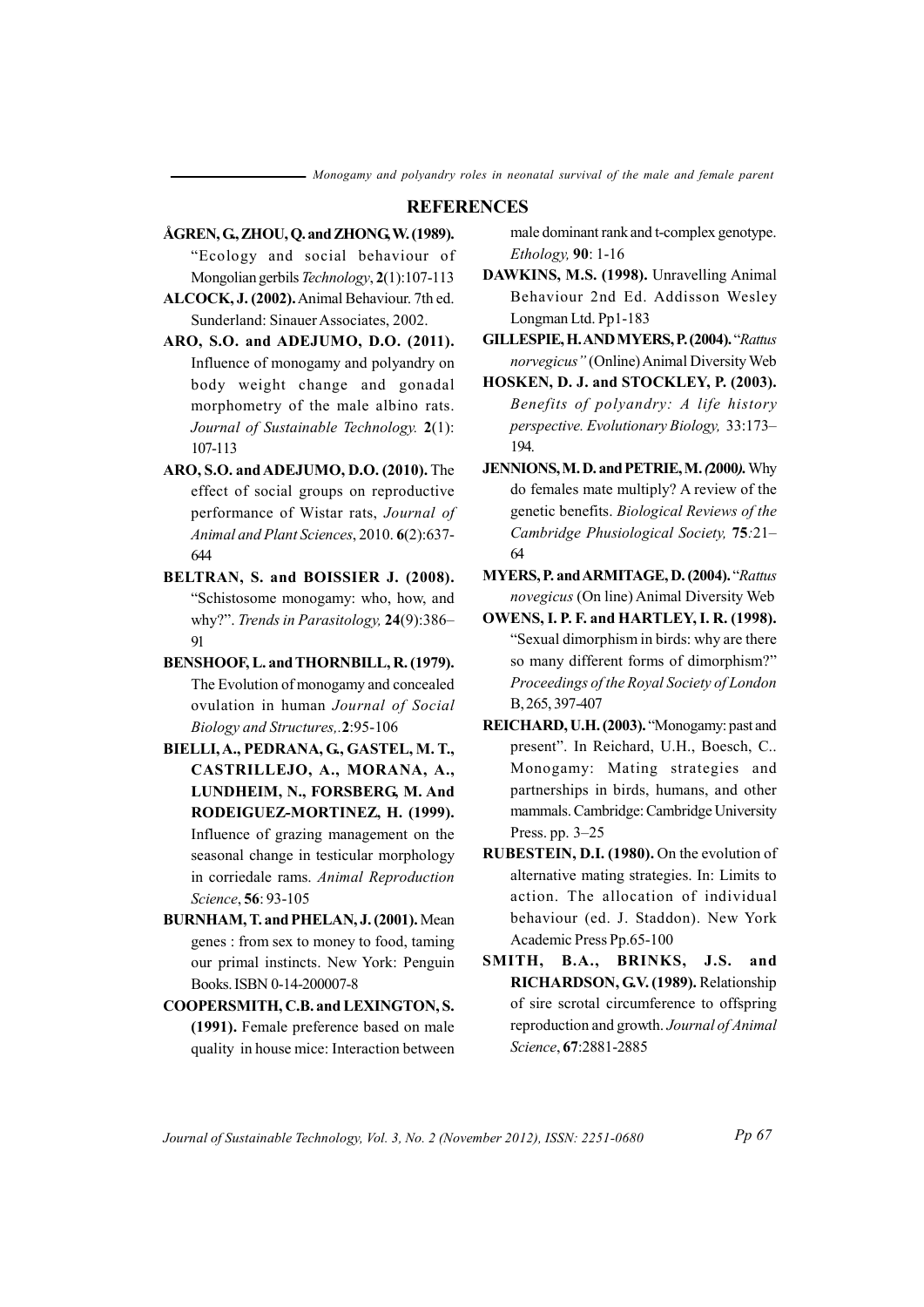## REFERENCES

**ÅGREN, G., ZHOU, Q. and ZHONG, W. (1989).** "Ecology and social behaviour of Mongolian gerbils *Technology*, **2**(1):107-113

**ALCOCK, J. (2002).** Animal Behaviour. 7th ed. Sunderland: Sinauer Associates, 2002.

**ARO, S.O. and ADEJUMO, D.O. (2011).** Influence of monogamy and polyandry on body weight change and gonadal morphometry of the male albino rats. *Journal of Sustainable Technology.* **2**(1): 107-113

**ARO, S.O. and ADEJUMO, D.O. (2010).** The effect of social groups on reproductive performance of Wistar rats, *Journal of Animal and Plant Sciences*, 2010. **6**(2):637-644

**BELTRAN, S. and BOISSIER J. (2008).** "Schistosome monogamy: who, how, and why?". *Trends in Parasitology,* **24**(9):386–91

**BENSHOOF, L. and THORNBILL, R. (1979).** The Evolution of monogamy and concealed ovulation in human *Journal of Social Biology and Structures,*.**2**:95-106

**BIELLI, A., PEDRANA, G., GASTEL, M. T., CASTRILLEJO, A., MORANA, A., LUNDHEIM, N., FORSBERG, M. And RODEIGUEZ-MORTINEZ, H. (1999).** Influence of grazing management on the seasonal change in testicular morphology in corriedale rams. *Animal Reproduction Science*, **56**: 93-105

**BURNHAM, T. and PHELAN, J. (2001).** Mean genes : from sex to money to food, taming our primal instincts. New York: Penguin Books. ISBN 0-14-200007-8

**COOPERSMITH, C.B. and LEXINGTON, S. (1991).** Female preference based on male quality in house mice: Interaction between male dominant rank and t-complex genotype. *Ethology,* **90**: 1-16

**DAWKINS, M.S. (1998).** Unravelling Animal Behaviour 2nd Ed. Addisson Wesley Longman Ltd. Pp1-183

**GILLESPIE, H. AND MYERS, P. (2004).** "*Rattus norvegicus"* (Online) Animal Diversity Web

**HOSKEN, D. J. and STOCKLEY, P. (2003).** *Benefits of polyandry: A life history perspective. Evolutionary Biology,* 33:173–194.

**JENNIONS, M. D. and PETRIE, M. (2000).** Why do females mate multiply? A review of the genetic benefits. *Biological Reviews of the Cambridge Phusiological Society,* **75**:21–64

**MYERS, P. and ARMITAGE, D. (2004).** "*Rattus novegicus* (On line) Animal Diversity Web

**OWENS, I. P. F. and HARTLEY, I. R. (1998).** "Sexual dimorphism in birds: why are there so many different forms of dimorphism?" *Proceedings of the Royal Society of London* B, 265, 397-407

**REICHARD, U.H. (2003).** "Monogamy: past and present". In Reichard, U.H., Boesch, C.. Monogamy: Mating strategies and partnerships in birds, humans, and other mammals. Cambridge: Cambridge University Press. pp. 3–25

**RUBESTEIN, D.I. (1980).** On the evolution of alternative mating strategies. In: Limits to action. The allocation of individual behaviour (ed. J. Staddon). New York Academic Press Pp.65-100

**SMITH, B.A., BRINKS, J.S. and RICHARDSON, G.V. (1989).** Relationship of sire scrotal circumference to offspring reproduction and growth. *Journal of Animal Science*, **67**:2881-2885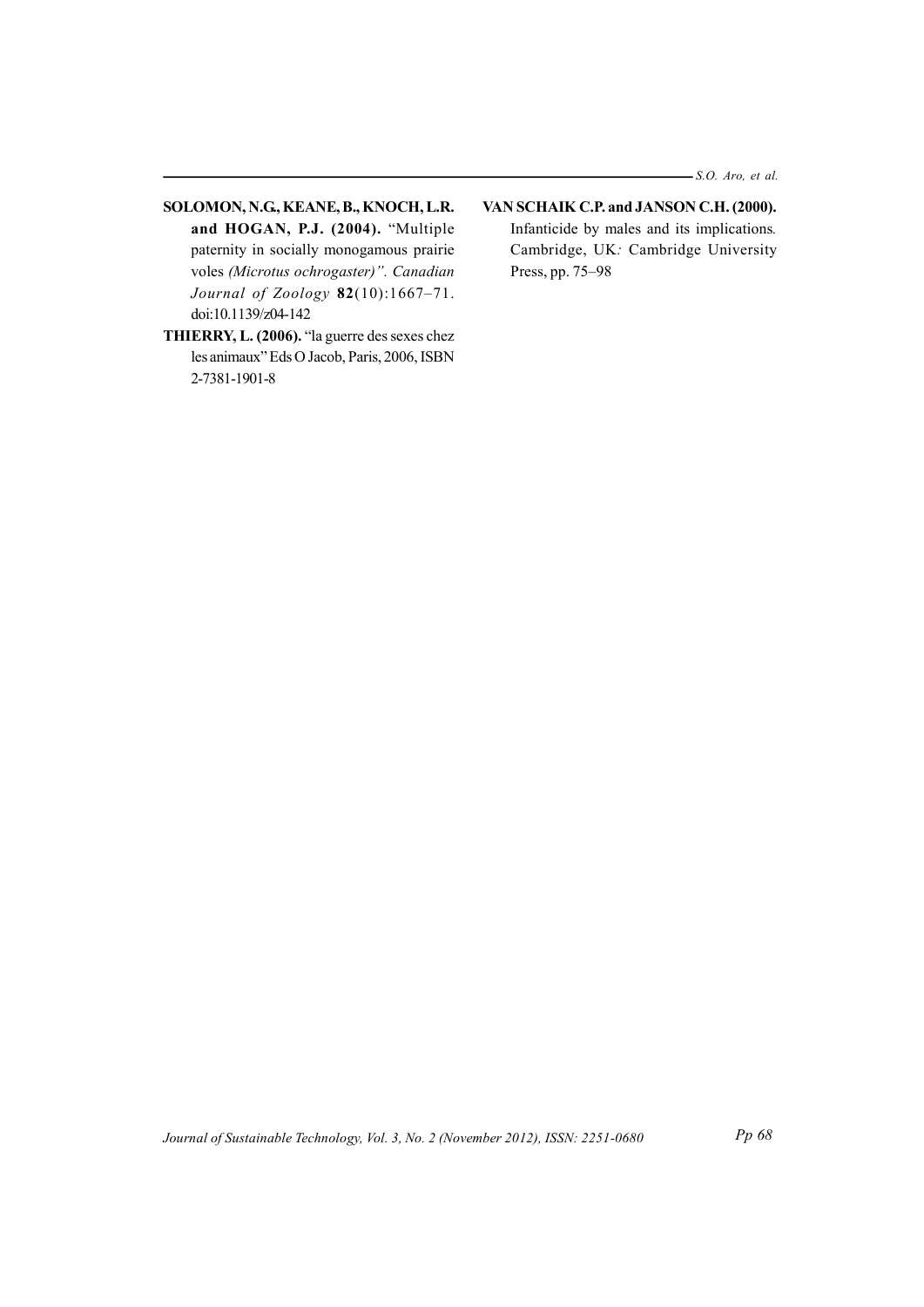**SOLOMON, N.G., KEANE, B., KNOCH, L.R. and HOGAN, P.J. (2004).** "Multiple paternity in socially monogamous prairie voles *(Microtus ochrogaster)". Canadian Journal of Zoology* **82**(10):1667–71. doi:10.1139/z04-142

**THIERRY, L. (2006).** "la guerre des sexes chez les animaux" Eds O Jacob, Paris, 2006, ISBN 2-7381-1901-8

**VAN SCHAIK C.P. and JANSON C.H. (2000).** Infanticide by males and its implications*.* Cambridge, UK*:* Cambridge University Press, pp. 75–98